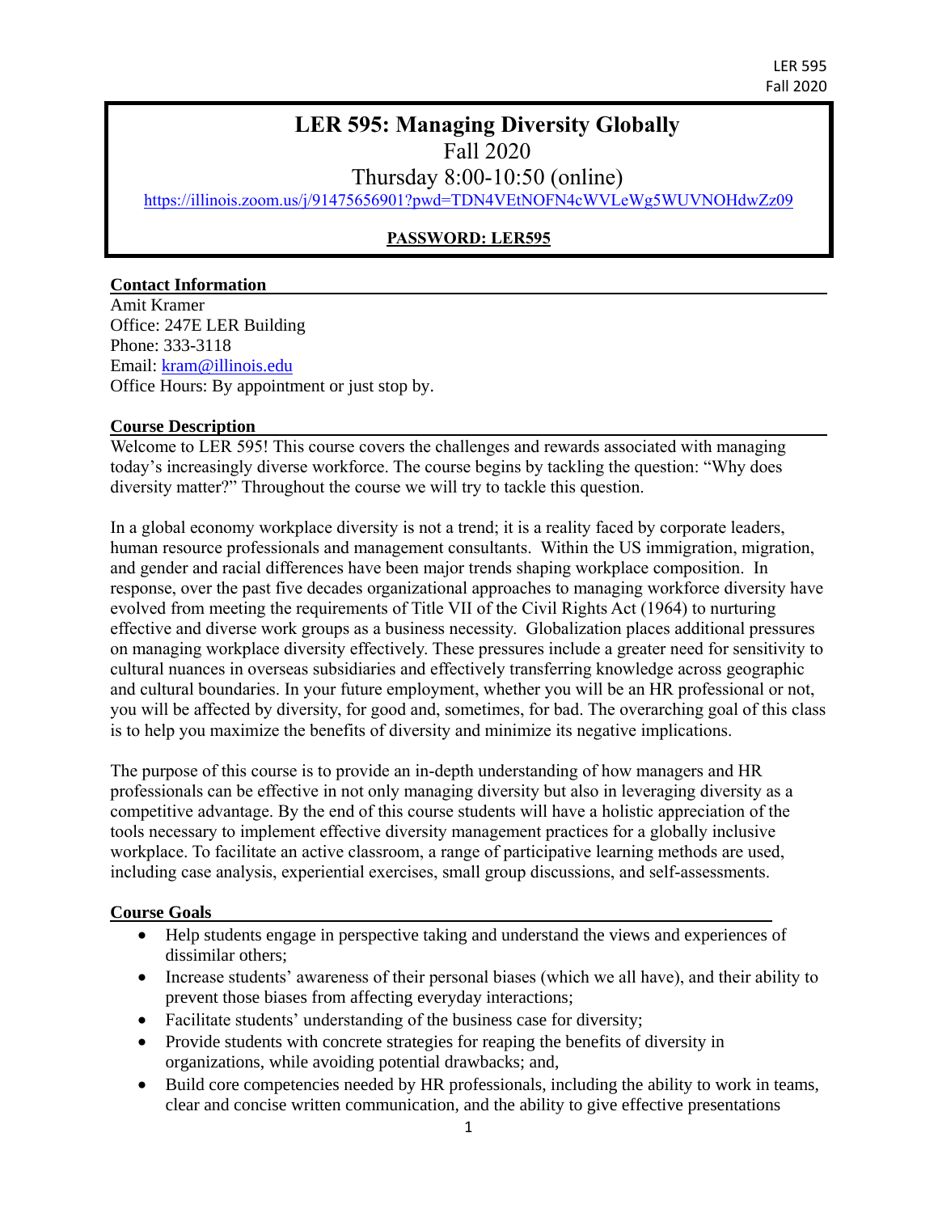# LER 595: Managing Diversity Globally

Fall 2020

Thursday 8:00-10:50 (online)

https://illinois.zoom.us/j/91475656901?pwd=TDN4VEtNOFN4cWVLeWg5WUVNOHdwZz09

**PASSWORD: LER595**

## Contact Information

Amit Kramer
Office: 247E LER Building
Phone: 333-3118
Email: kram@illinois.edu
Office Hours: By appointment or just stop by.

## Course Description

Welcome to LER 595! This course covers the challenges and rewards associated with managing today's increasingly diverse workforce. The course begins by tackling the question: "Why does diversity matter?" Throughout the course we will try to tackle this question.

In a global economy workplace diversity is not a trend; it is a reality faced by corporate leaders, human resource professionals and management consultants. Within the US immigration, migration, and gender and racial differences have been major trends shaping workplace composition. In response, over the past five decades organizational approaches to managing workforce diversity have evolved from meeting the requirements of Title VII of the Civil Rights Act (1964) to nurturing effective and diverse work groups as a business necessity. Globalization places additional pressures on managing workplace diversity effectively. These pressures include a greater need for sensitivity to cultural nuances in overseas subsidiaries and effectively transferring knowledge across geographic and cultural boundaries. In your future employment, whether you will be an HR professional or not, you will be affected by diversity, for good and, sometimes, for bad. The overarching goal of this class is to help you maximize the benefits of diversity and minimize its negative implications.

The purpose of this course is to provide an in-depth understanding of how managers and HR professionals can be effective in not only managing diversity but also in leveraging diversity as a competitive advantage. By the end of this course students will have a holistic appreciation of the tools necessary to implement effective diversity management practices for a globally inclusive workplace. To facilitate an active classroom, a range of participative learning methods are used, including case analysis, experiential exercises, small group discussions, and self-assessments.

## Course Goals

- Help students engage in perspective taking and understand the views and experiences of dissimilar others;
- Increase students' awareness of their personal biases (which we all have), and their ability to prevent those biases from affecting everyday interactions;
- Facilitate students' understanding of the business case for diversity;
- Provide students with concrete strategies for reaping the benefits of diversity in organizations, while avoiding potential drawbacks; and,
- Build core competencies needed by HR professionals, including the ability to work in teams, clear and concise written communication, and the ability to give effective presentations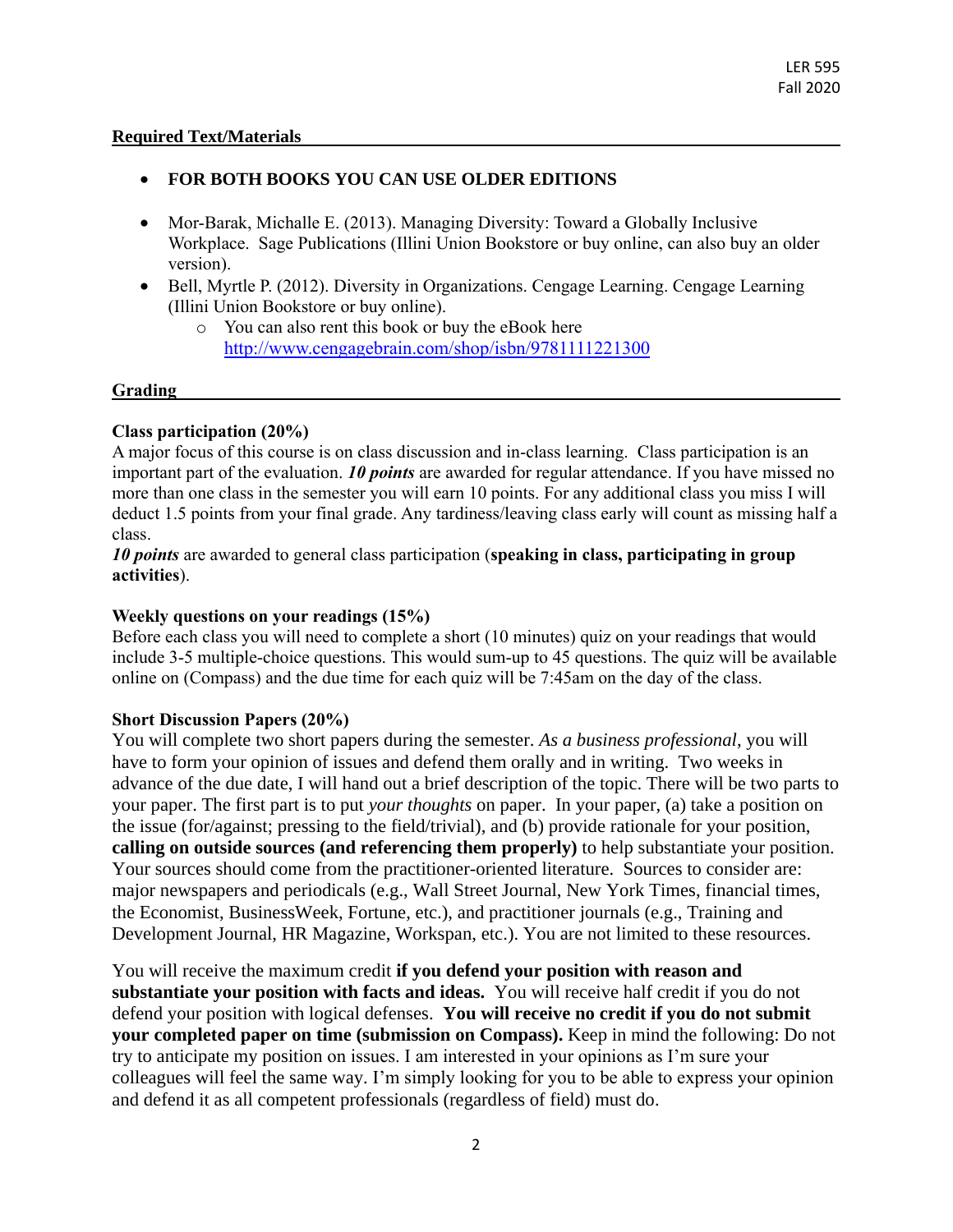## Required Text/Materials

- **FOR BOTH BOOKS YOU CAN USE OLDER EDITIONS**

- Mor-Barak, Michalle E. (2013). Managing Diversity: Toward a Globally Inclusive Workplace. Sage Publications (Illini Union Bookstore or buy online, can also buy an older version).
- Bell, Myrtle P. (2012). Diversity in Organizations. Cengage Learning. Cengage Learning (Illini Union Bookstore or buy online).
  - You can also rent this book or buy the eBook here http://www.cengagebrain.com/shop/isbn/9781111221300

## Grading

**Class participation (20%)**
A major focus of this course is on class discussion and in-class learning. Class participation is an important part of the evaluation. ***10 points*** are awarded for regular attendance. If you have missed no more than one class in the semester you will earn 10 points. For any additional class you miss I will deduct 1.5 points from your final grade. Any tardiness/leaving class early will count as missing half a class.
***10 points*** are awarded to general class participation (**speaking in class, participating in group activities**).

**Weekly questions on your readings (15%)**
Before each class you will need to complete a short (10 minutes) quiz on your readings that would include 3-5 multiple-choice questions. This would sum-up to 45 questions. The quiz will be available online on (Compass) and the due time for each quiz will be 7:45am on the day of the class.

**Short Discussion Papers (20%)**
You will complete two short papers during the semester. *As a business professional*, you will have to form your opinion of issues and defend them orally and in writing. Two weeks in advance of the due date, I will hand out a brief description of the topic. There will be two parts to your paper. The first part is to put *your thoughts* on paper. In your paper, (a) take a position on the issue (for/against; pressing to the field/trivial), and (b) provide rationale for your position, **calling on outside sources (and referencing them properly)** to help substantiate your position. Your sources should come from the practitioner-oriented literature. Sources to consider are: major newspapers and periodicals (e.g., Wall Street Journal, New York Times, financial times, the Economist, BusinessWeek, Fortune, etc.), and practitioner journals (e.g., Training and Development Journal, HR Magazine, Workspan, etc.). You are not limited to these resources.

You will receive the maximum credit **if you defend your position with reason and substantiate your position with facts and ideas.** You will receive half credit if you do not defend your position with logical defenses. **You will receive no credit if you do not submit your completed paper on time (submission on Compass).** Keep in mind the following: Do not try to anticipate my position on issues. I am interested in your opinions as I'm sure your colleagues will feel the same way. I'm simply looking for you to be able to express your opinion and defend it as all competent professionals (regardless of field) must do.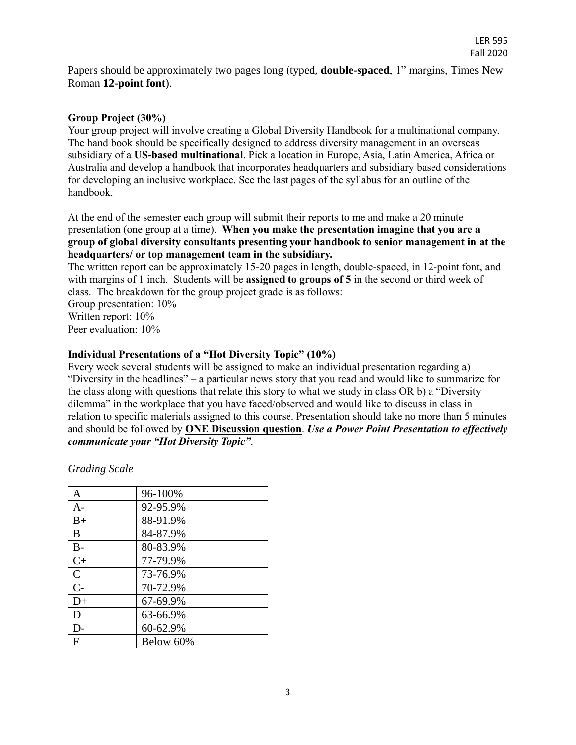Papers should be approximately two pages long (typed, **double-spaced**, 1" margins, Times New Roman **12-point font**).

**Group Project (30%)**

Your group project will involve creating a Global Diversity Handbook for a multinational company. The hand book should be specifically designed to address diversity management in an overseas subsidiary of a **US-based multinational**. Pick a location in Europe, Asia, Latin America, Africa or Australia and develop a handbook that incorporates headquarters and subsidiary based considerations for developing an inclusive workplace. See the last pages of the syllabus for an outline of the handbook.

At the end of the semester each group will submit their reports to me and make a 20 minute presentation (one group at a time). **When you make the presentation imagine that you are a group of global diversity consultants presenting your handbook to senior management in at the headquarters/ or top management team in the subsidiary.**

The written report can be approximately 15-20 pages in length, double-spaced, in 12-point font, and with margins of 1 inch. Students will be **assigned to groups of 5** in the second or third week of class. The breakdown for the group project grade is as follows:

Group presentation: 10%
Written report: 10%
Peer evaluation: 10%

**Individual Presentations of a "Hot Diversity Topic" (10%)**

Every week several students will be assigned to make an individual presentation regarding a) "Diversity in the headlines" – a particular news story that you read and would like to summarize for the class along with questions that relate this story to what we study in class OR b) a "Diversity dilemma" in the workplace that you have faced/observed and would like to discuss in class in relation to specific materials assigned to this course. Presentation should take no more than 5 minutes and should be followed by **<u>ONE Discussion question</u>**. ***Use a Power Point Presentation to effectively communicate your "Hot Diversity Topic"***.

<u>*Grading Scale*</u>

| A | 96-100% |
|---|---|
| A- | 92-95.9% |
| B+ | 88-91.9% |
| B | 84-87.9% |
| B- | 80-83.9% |
| C+ | 77-79.9% |
| C | 73-76.9% |
| C- | 70-72.9% |
| D+ | 67-69.9% |
| D | 63-66.9% |
| D- | 60-62.9% |
| F | Below 60% |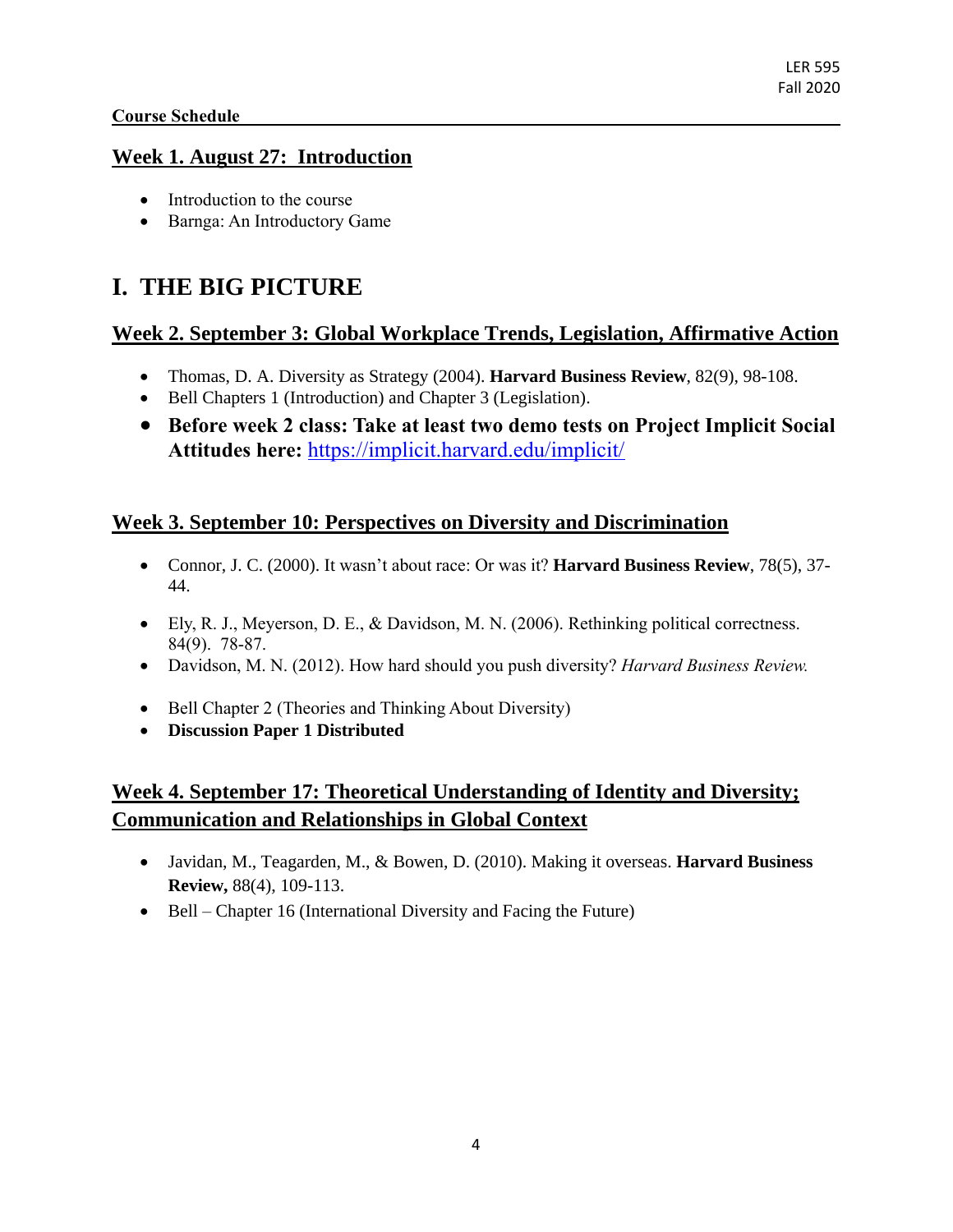**Course Schedule**

## Week 1. August 27: Introduction

- Introduction to the course
- Barnga: An Introductory Game

# I. THE BIG PICTURE

## Week 2. September 3: Global Workplace Trends, Legislation, Affirmative Action

- Thomas, D. A. Diversity as Strategy (2004). **Harvard Business Review**, 82(9), 98-108.
- Bell Chapters 1 (Introduction) and Chapter 3 (Legislation).
- **Before week 2 class: Take at least two demo tests on Project Implicit Social Attitudes here:** https://implicit.harvard.edu/implicit/

## Week 3. September 10: Perspectives on Diversity and Discrimination

- Connor, J. C. (2000). It wasn't about race: Or was it? **Harvard Business Review**, 78(5), 37-44.
- Ely, R. J., Meyerson, D. E., & Davidson, M. N. (2006). Rethinking political correctness. 84(9). 78-87.
- Davidson, M. N. (2012). How hard should you push diversity? *Harvard Business Review.*
- Bell Chapter 2 (Theories and Thinking About Diversity)
- **Discussion Paper 1 Distributed**

## Week 4. September 17: Theoretical Understanding of Identity and Diversity; Communication and Relationships in Global Context

- Javidan, M., Teagarden, M., & Bowen, D. (2010). Making it overseas. **Harvard Business Review,** 88(4), 109-113.
- Bell – Chapter 16 (International Diversity and Facing the Future)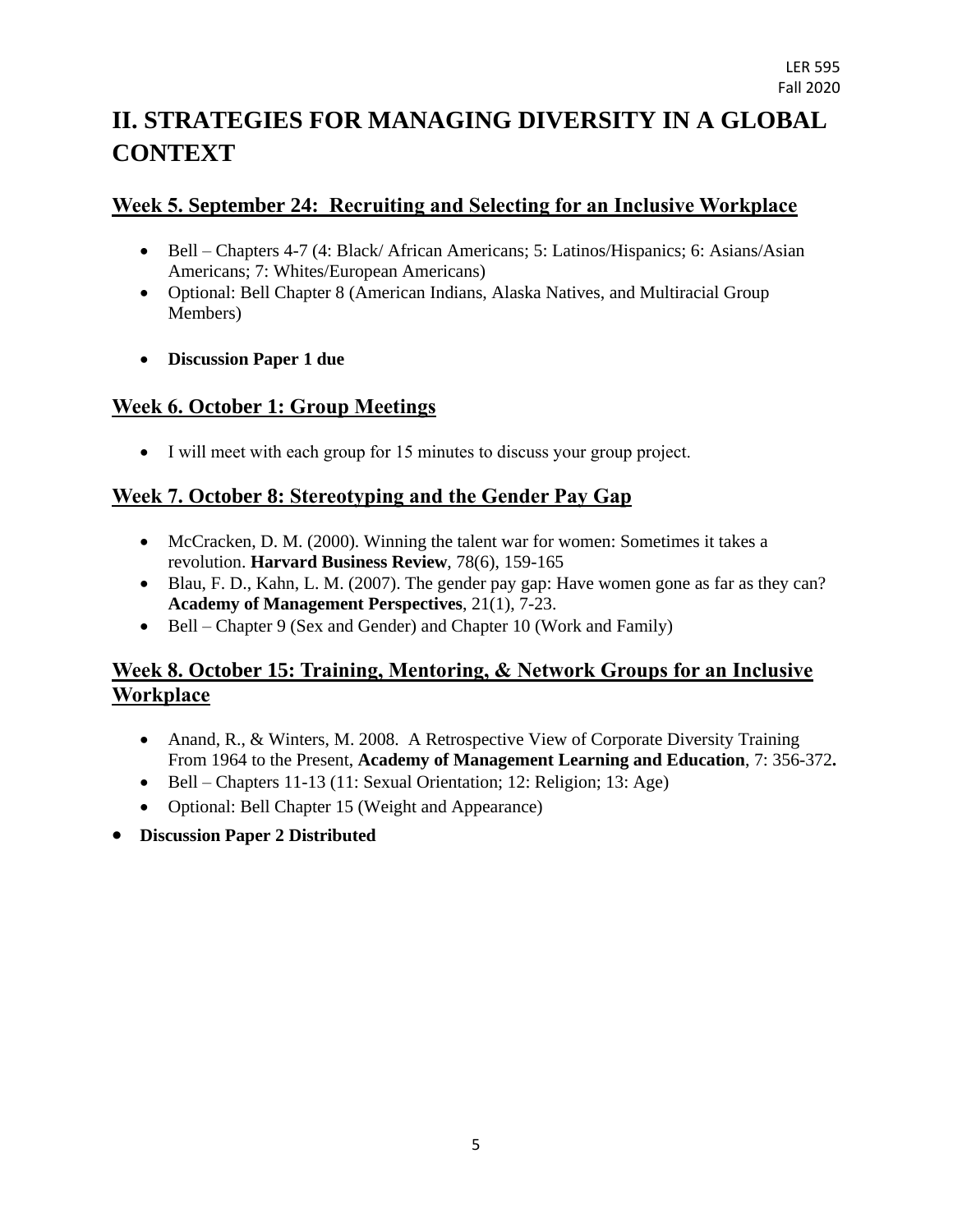# II. STRATEGIES FOR MANAGING DIVERSITY IN A GLOBAL CONTEXT

## Week 5. September 24: Recruiting and Selecting for an Inclusive Workplace

- Bell – Chapters 4-7 (4: Black/ African Americans; 5: Latinos/Hispanics; 6: Asians/Asian Americans; 7: Whites/European Americans)
- Optional: Bell Chapter 8 (American Indians, Alaska Natives, and Multiracial Group Members)

- **Discussion Paper 1 due**

## Week 6. October 1: Group Meetings

- I will meet with each group for 15 minutes to discuss your group project.

## Week 7. October 8: Stereotyping and the Gender Pay Gap

- McCracken, D. M. (2000). Winning the talent war for women: Sometimes it takes a revolution. **Harvard Business Review**, 78(6), 159-165
- Blau, F. D., Kahn, L. M. (2007). The gender pay gap: Have women gone as far as they can? **Academy of Management Perspectives**, 21(1), 7-23.
- Bell – Chapter 9 (Sex and Gender) and Chapter 10 (Work and Family)

## Week 8. October 15: Training, Mentoring, & Network Groups for an Inclusive Workplace

- Anand, R., & Winters, M. 2008. A Retrospective View of Corporate Diversity Training From 1964 to the Present, **Academy of Management Learning and Education**, 7: 356-372**.**
- Bell – Chapters 11-13 (11: Sexual Orientation; 12: Religion; 13: Age)
- Optional: Bell Chapter 15 (Weight and Appearance)
- **Discussion Paper 2 Distributed**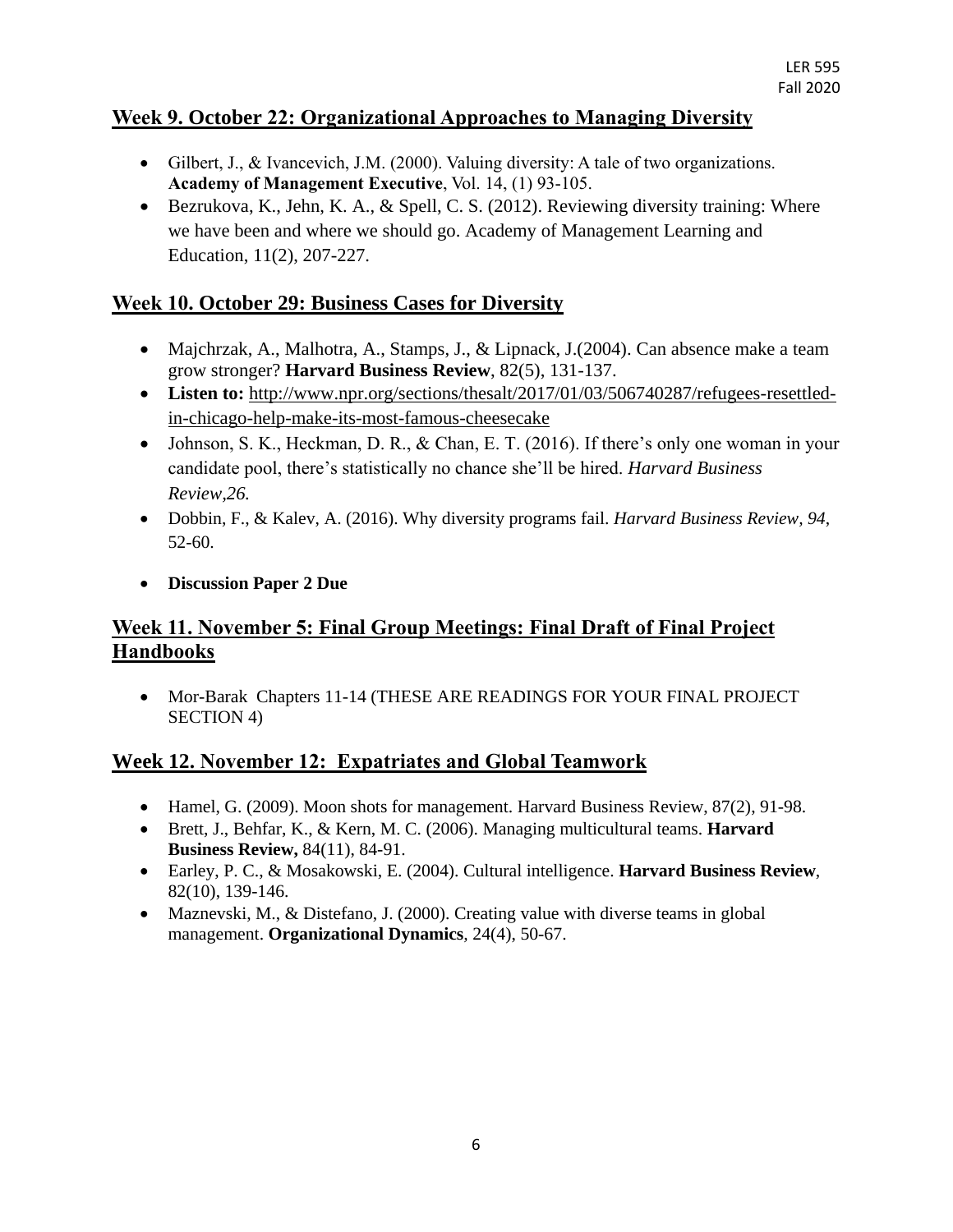## Week 9. October 22: Organizational Approaches to Managing Diversity

- Gilbert, J., & Ivancevich, J.M. (2000). Valuing diversity: A tale of two organizations. **Academy of Management Executive**, Vol. 14, (1) 93-105.
- Bezrukova, K., Jehn, K. A., & Spell, C. S. (2012). Reviewing diversity training: Where we have been and where we should go. Academy of Management Learning and Education, 11(2), 207-227.

## Week 10. October 29: Business Cases for Diversity

- Majchrzak, A., Malhotra, A., Stamps, J., & Lipnack, J.(2004). Can absence make a team grow stronger? **Harvard Business Review**, 82(5), 131-137.
- **Listen to:** http://www.npr.org/sections/thesalt/2017/01/03/506740287/refugees-resettled-in-chicago-help-make-its-most-famous-cheesecake
- Johnson, S. K., Heckman, D. R., & Chan, E. T. (2016). If there's only one woman in your candidate pool, there's statistically no chance she'll be hired. *Harvard Business Review,26.*
- Dobbin, F., & Kalev, A. (2016). Why diversity programs fail. *Harvard Business Review*, *94*, 52-60.
- **Discussion Paper 2 Due**

## Week 11. November 5: Final Group Meetings: Final Draft of Final Project Handbooks

- Mor-Barak Chapters 11-14 (THESE ARE READINGS FOR YOUR FINAL PROJECT SECTION 4)

## Week 12. November 12: Expatriates and Global Teamwork

- Hamel, G. (2009). Moon shots for management. Harvard Business Review, 87(2), 91-98.
- Brett, J., Behfar, K., & Kern, M. C. (2006). Managing multicultural teams. **Harvard Business Review,** 84(11), 84-91.
- Earley, P. C., & Mosakowski, E. (2004). Cultural intelligence. **Harvard Business Review**, 82(10), 139-146.
- Maznevski, M., & Distefano, J. (2000). Creating value with diverse teams in global management. **Organizational Dynamics**, 24(4), 50-67.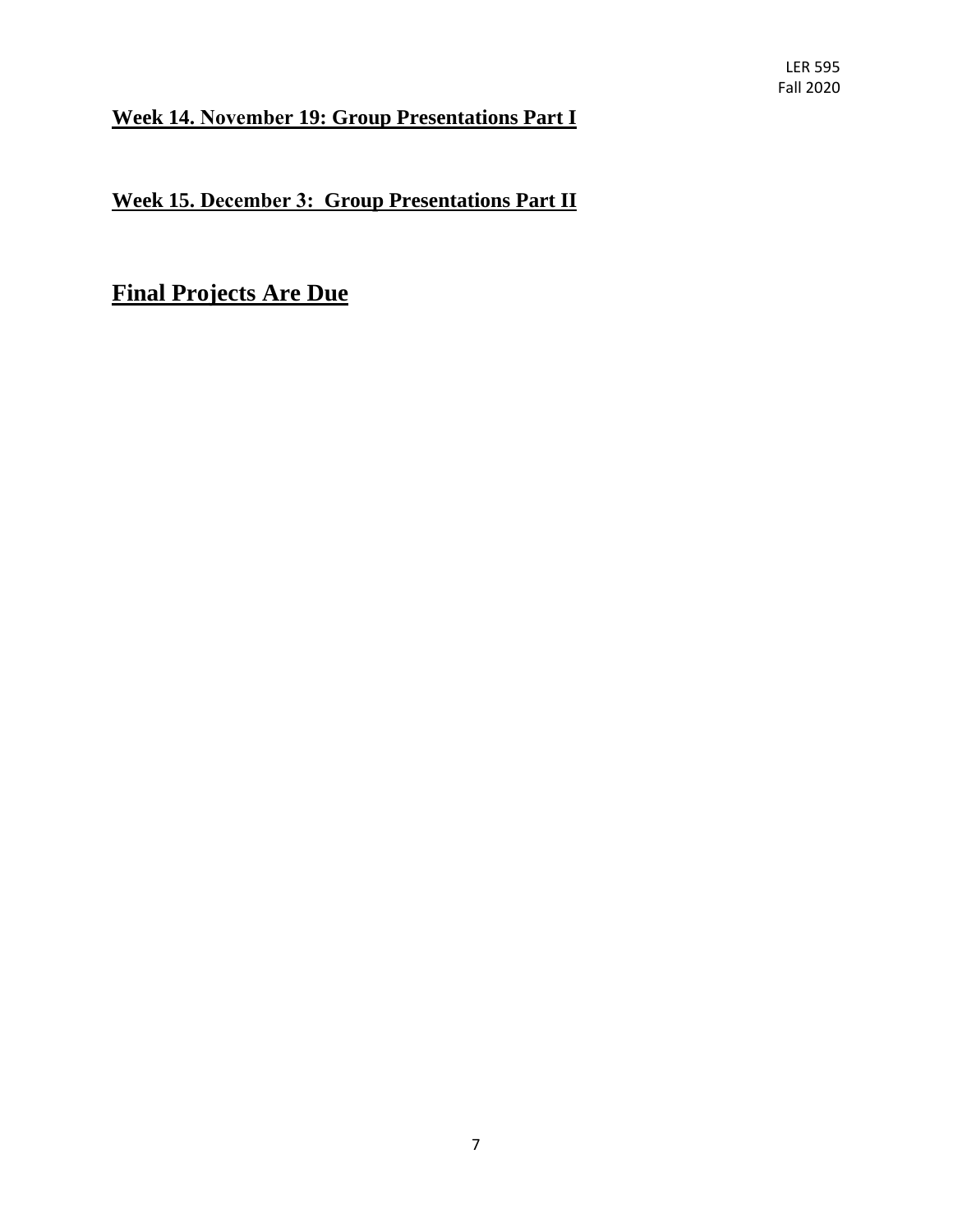**Week 14. November 19: Group Presentations Part I**

**Week 15. December 3: Group Presentations Part II**

## Final Projects Are Due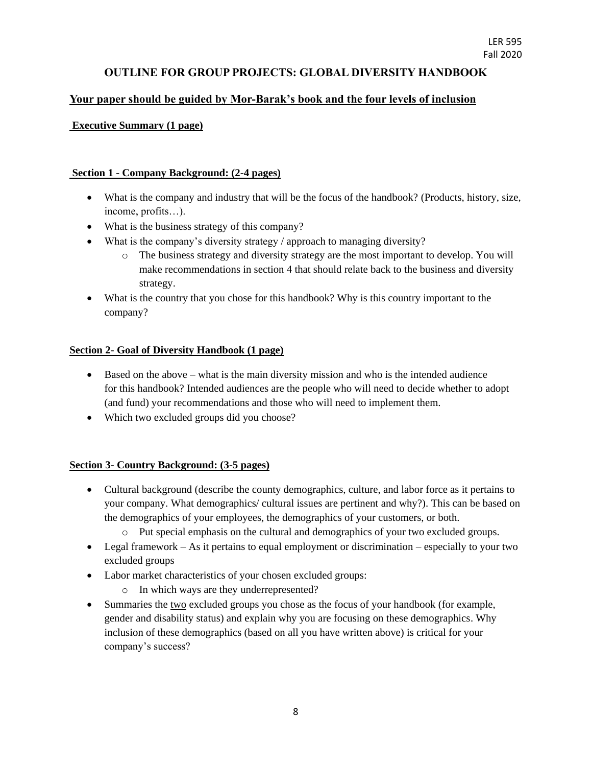# OUTLINE FOR GROUP PROJECTS: GLOBAL DIVERSITY HANDBOOK

**Your paper should be guided by Mor-Barak's book and the four levels of inclusion**

## Executive Summary (1 page)

## Section 1 - Company Background: (2-4 pages)

- What is the company and industry that will be the focus of the handbook? (Products, history, size, income, profits…).
- What is the business strategy of this company?
- What is the company's diversity strategy / approach to managing diversity?
    - The business strategy and diversity strategy are the most important to develop. You will make recommendations in section 4 that should relate back to the business and diversity strategy.
- What is the country that you chose for this handbook? Why is this country important to the company?

## Section 2- Goal of Diversity Handbook (1 page)

- Based on the above – what is the main diversity mission and who is the intended audience for this handbook? Intended audiences are the people who will need to decide whether to adopt (and fund) your recommendations and those who will need to implement them.
- Which two excluded groups did you choose?

## Section 3- Country Background: (3-5 pages)

- Cultural background (describe the county demographics, culture, and labor force as it pertains to your company. What demographics/ cultural issues are pertinent and why?). This can be based on the demographics of your employees, the demographics of your customers, or both.
    - Put special emphasis on the cultural and demographics of your two excluded groups.
- Legal framework – As it pertains to equal employment or discrimination – especially to your two excluded groups
- Labor market characteristics of your chosen excluded groups:
    - In which ways are they underrepresented?
- Summaries the <u>two</u> excluded groups you chose as the focus of your handbook (for example, gender and disability status) and explain why you are focusing on these demographics. Why inclusion of these demographics (based on all you have written above) is critical for your company's success?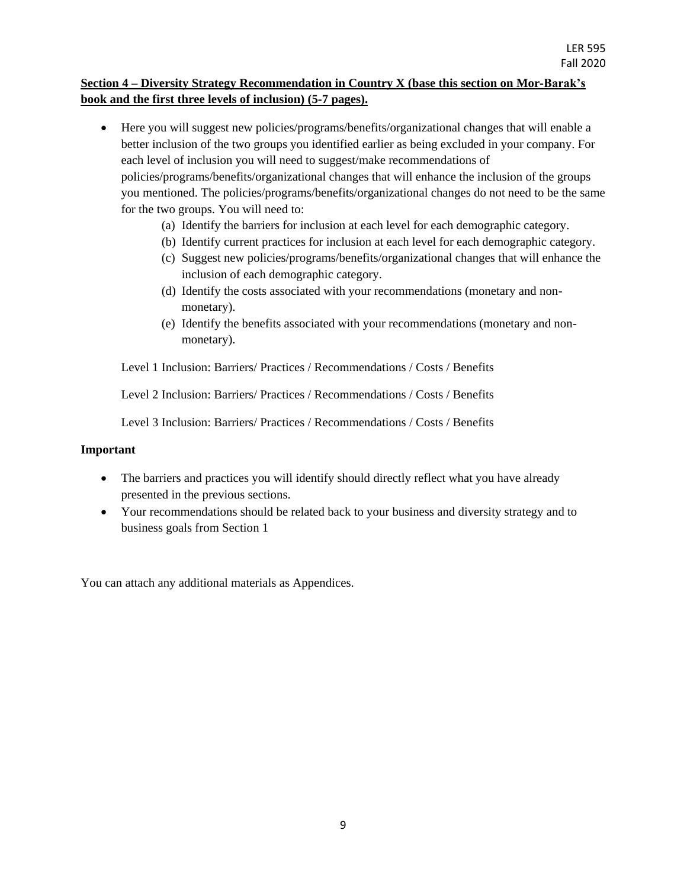**<u>Section 4 – Diversity Strategy Recommendation in Country X (base this section on Mor-Barak's book and the first three levels of inclusion) (5-7 pages).</u>**

- Here you will suggest new policies/programs/benefits/organizational changes that will enable a better inclusion of the two groups you identified earlier as being excluded in your company. For each level of inclusion you will need to suggest/make recommendations of policies/programs/benefits/organizational changes that will enhance the inclusion of the groups you mentioned. The policies/programs/benefits/organizational changes do not need to be the same for the two groups. You will need to:
  - (a) Identify the barriers for inclusion at each level for each demographic category.
  - (b) Identify current practices for inclusion at each level for each demographic category.
  - (c) Suggest new policies/programs/benefits/organizational changes that will enhance the inclusion of each demographic category.
  - (d) Identify the costs associated with your recommendations (monetary and non-monetary).
  - (e) Identify the benefits associated with your recommendations (monetary and non-monetary).

  Level 1 Inclusion: Barriers/ Practices / Recommendations / Costs / Benefits

  Level 2 Inclusion: Barriers/ Practices / Recommendations / Costs / Benefits

  Level 3 Inclusion: Barriers/ Practices / Recommendations / Costs / Benefits

**Important**

- The barriers and practices you will identify should directly reflect what you have already presented in the previous sections.
- Your recommendations should be related back to your business and diversity strategy and to business goals from Section 1

You can attach any additional materials as Appendices.